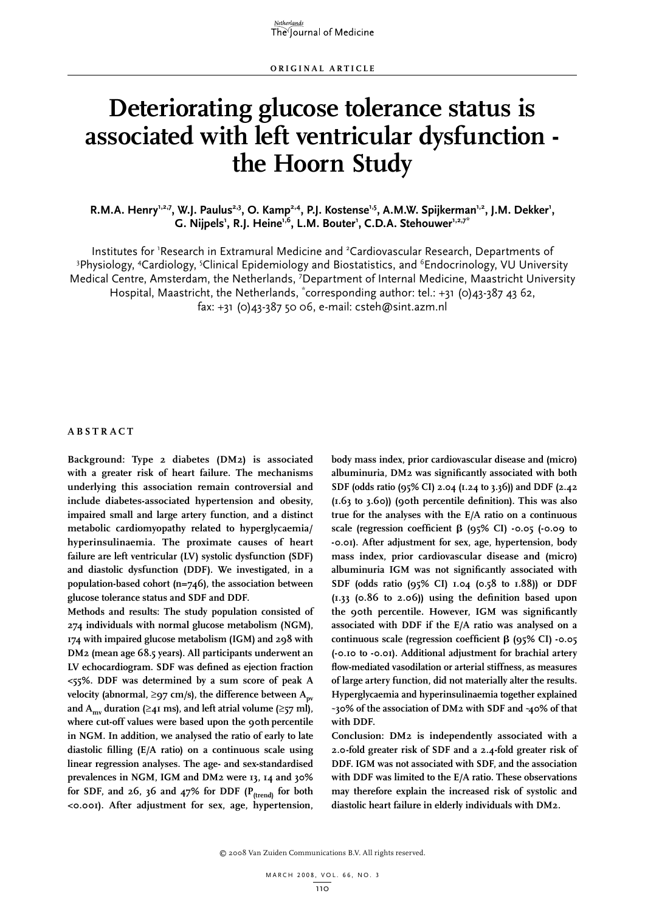ORIGINAL ARTICLE

# Deteriorating glucose tolerance status is associated with left ventricular dysfunction - the Hoorn Study

**R.M.A. Henry[1,2,7], W.J. Paulus[2,3], O. Kamp[2,4], P.J. Kostense[1,5], A.M.W. Spijkerman[1,2], J.M. Dekker[1], G. Nijpels[1], R.J. Heine[1,6], L.M. Bouter[1], C.D.A. Stehouwer[1,2,7*]**

Institutes for [1]Research in Extramural Medicine and [2]Cardiovascular Research, Departments of [3]Physiology, [4]Cardiology, [5]Clinical Epidemiology and Biostatistics, and [6]Endocrinology, VU University Medical Centre, Amsterdam, the Netherlands, [7]Department of Internal Medicine, Maastricht University Hospital, Maastricht, the Netherlands, [*]corresponding author: tel.: +31 (0)43-387 43 62, fax: +31 (0)43-387 50 06, e-mail: csteh@sint.azm.nl

## ABSTRACT

**Background: Type 2 diabetes (DM2) is associated with a greater risk of heart failure. The mechanisms underlying this association remain controversial and include diabetes-associated hypertension and obesity, impaired small and large artery function, and a distinct metabolic cardiomyopathy related to hyperglycaemia/hyperinsulinaemia. The proximate causes of heart failure are left ventricular (LV) systolic dysfunction (SDF) and diastolic dysfunction (DDF). We investigated, in a population-based cohort (n=746), the association between glucose tolerance status and SDF and DDF.**

**Methods and results: The study population consisted of 274 individuals with normal glucose metabolism (NGM), 174 with impaired glucose metabolism (IGM) and 298 with DM2 (mean age 68.5 years). All participants underwent an LV echocardiogram. SDF was defined as ejection fraction <55%. DDF was determined by a sum score of peak A velocity (abnormal, ≥97 cm/s), the difference between $A_{pv}$ and $A_{mv}$ duration (≥41 ms), and left atrial volume (≥57 ml), where cut-off values were based upon the 90th percentile in NGM. In addition, we analysed the ratio of early to late diastolic filling (E/A ratio) on a continuous scale using linear regression analyses. The age- and sex-standardised prevalences in NGM, IGM and DM2 were 13, 14 and 30% for SDF, and 26, 36 and 47% for DDF ($P_{(trend)}$ for both <0.001). After adjustment for sex, age, hypertension, body mass index, prior cardiovascular disease and (micro) albuminuria, DM2 was significantly associated with both SDF (odds ratio (95% CI) 2.04 (1.24 to 3.36)) and DDF (2.42 (1.63 to 3.60)) (90th percentile definition). This was also true for the analyses with the E/A ratio on a continuous scale (regression coefficient β (95% CI) -0.05 (-0.09 to -0.01). After adjustment for sex, age, hypertension, body mass index, prior cardiovascular disease and (micro) albuminuria IGM was not significantly associated with SDF (odds ratio (95% CI) 1.04 (0.58 to 1.88)) or DDF (1.33 (0.86 to 2.06)) using the definition based upon the 90th percentile. However, IGM was significantly associated with DDF if the E/A ratio was analysed on a continuous scale (regression coefficient β (95% CI) -0.05 (-0.10 to -0.01). Additional adjustment for brachial artery flow-mediated vasodilation or arterial stiffness, as measures of large artery function, did not materially alter the results. Hyperglycaemia and hyperinsulinaemia together explained ~30% of the association of DM2 with SDF and ~40% of that with DDF.**

**Conclusion: DM2 is independently associated with a 2.0-fold greater risk of SDF and a 2.4-fold greater risk of DDF. IGM was not associated with SDF, and the association with DDF was limited to the E/A ratio. These observations may therefore explain the increased risk of systolic and diastolic heart failure in elderly individuals with DM2.**

© 2008 Van Zuiden Communications B.V. All rights reserved.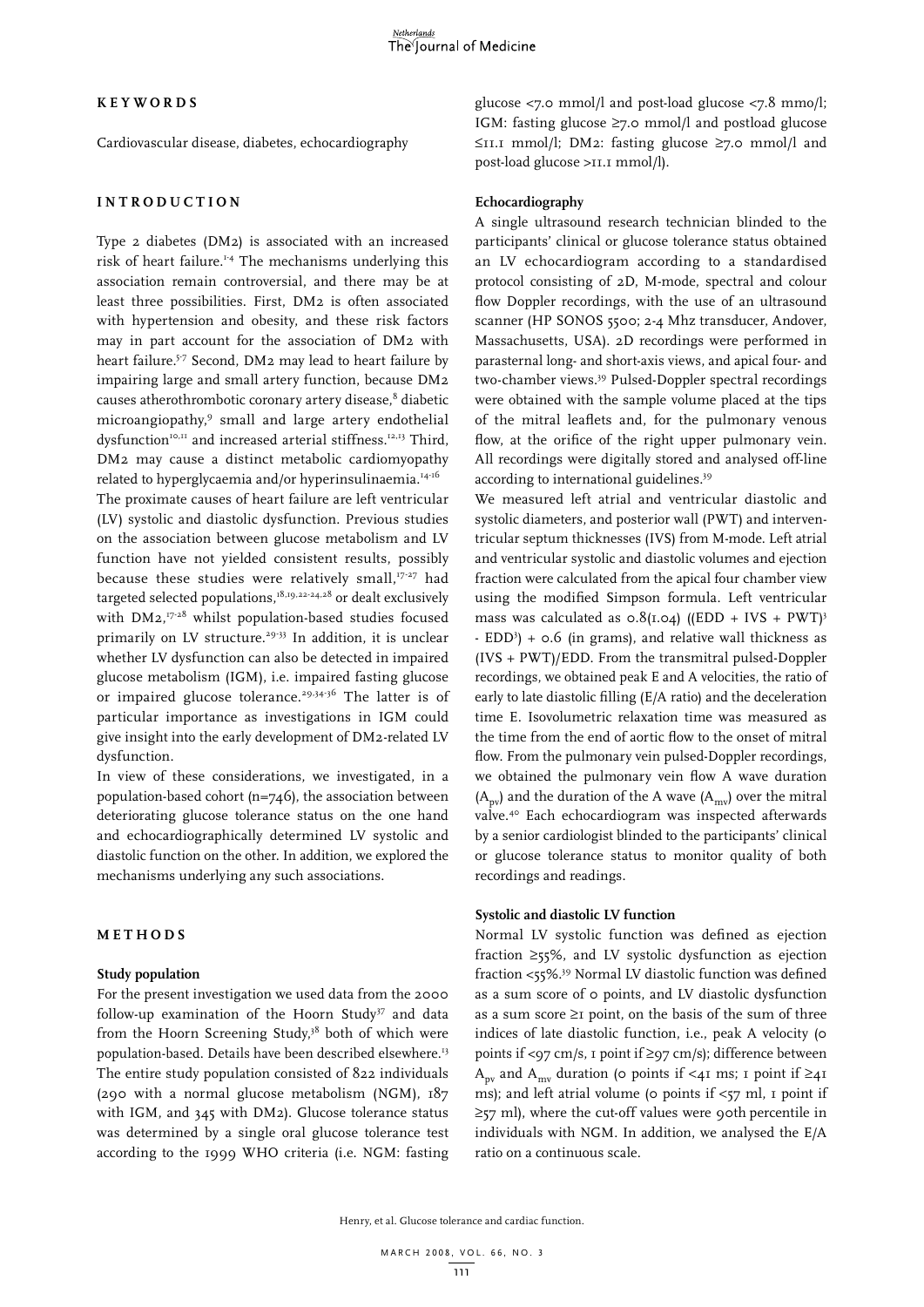## KEYWORDS

Cardiovascular disease, diabetes, echocardiography

## INTRODUCTION

Type 2 diabetes (DM2) is associated with an increased risk of heart failure.[1-4] The mechanisms underlying this association remain controversial, and there may be at least three possibilities. First, DM2 is often associated with hypertension and obesity, and these risk factors may in part account for the association of DM2 with heart failure.[5-7] Second, DM2 may lead to heart failure by impairing large and small artery function, because DM2 causes atherothrombotic coronary artery disease,[8] diabetic microangiopathy,[9] small and large artery endothelial dysfunction[10,11] and increased arterial stiffness.[12,13] Third, DM2 may cause a distinct metabolic cardiomyopathy related to hyperglycaemia and/or hyperinsulinaemia.[14-16]

The proximate causes of heart failure are left ventricular (LV) systolic and diastolic dysfunction. Previous studies on the association between glucose metabolism and LV function have not yielded consistent results, possibly because these studies were relatively small,[17-27] had targeted selected populations,[18,19,22-24,28] or dealt exclusively with DM2,[17-28] whilst population-based studies focused primarily on LV structure.[29-33] In addition, it is unclear whether LV dysfunction can also be detected in impaired glucose metabolism (IGM), i.e. impaired fasting glucose or impaired glucose tolerance.[29,34-36] The latter is of particular importance as investigations in IGM could give insight into the early development of DM2-related LV dysfunction.

In view of these considerations, we investigated, in a population-based cohort (n=746), the association between deteriorating glucose tolerance status on the one hand and echocardiographically determined LV systolic and diastolic function on the other. In addition, we explored the mechanisms underlying any such associations.

## METHODS

### Study population

For the present investigation we used data from the 2000 follow-up examination of the Hoorn Study[37] and data from the Hoorn Screening Study,[38] both of which were population-based. Details have been described elsewhere.[13] The entire study population consisted of 822 individuals (290 with a normal glucose metabolism (NGM), 187 with IGM, and 345 with DM2). Glucose tolerance status was determined by a single oral glucose tolerance test according to the 1999 WHO criteria (i.e. NGM: fasting glucose <7.0 mmol/l and post-load glucose <7.8 mmo/l; IGM: fasting glucose ≥7.0 mmol/l and postload glucose ≤11.1 mmol/l; DM2: fasting glucose ≥7.0 mmol/l and post-load glucose >11.1 mmol/l).

### Echocardiography

A single ultrasound research technician blinded to the participants' clinical or glucose tolerance status obtained an LV echocardiogram according to a standardised protocol consisting of 2D, M-mode, spectral and colour flow Doppler recordings, with the use of an ultrasound scanner (HP SONOS 5500; 2-4 Mhz transducer, Andover, Massachusetts, USA). 2D recordings were performed in parasternal long- and short-axis views, and apical four- and two-chamber views.[39] Pulsed-Doppler spectral recordings were obtained with the sample volume placed at the tips of the mitral leaflets and, for the pulmonary venous flow, at the orifice of the right upper pulmonary vein. All recordings were digitally stored and analysed off-line according to international guidelines.[39]

We measured left atrial and ventricular diastolic and systolic diameters, and posterior wall (PWT) and interventricular septum thicknesses (IVS) from M-mode. Left atrial and ventricular systolic and diastolic volumes and ejection fraction were calculated from the apical four chamber view using the modified Simpson formula. Left ventricular mass was calculated as $0.8(1.04)((EDD + IVS + PWT)^3 - EDD^3) + 0.6$ (in grams), and relative wall thickness as $(IVS + PWT)/EDD$. From the transmitral pulsed-Doppler recordings, we obtained peak E and A velocities, the ratio of early to late diastolic filling (E/A ratio) and the deceleration time E. Isovolumetric relaxation time was measured as the time from the end of aortic flow to the onset of mitral flow. From the pulmonary vein pulsed-Doppler recordings, we obtained the pulmonary vein flow A wave duration ($A_{pv}$) and the duration of the A wave ($A_{mv}$) over the mitral valve.[40] Each echocardiogram was inspected afterwards by a senior cardiologist blinded to the participants' clinical or glucose tolerance status to monitor quality of both recordings and readings.

### Systolic and diastolic LV function

Normal LV systolic function was defined as ejection fraction ≥55%, and LV systolic dysfunction as ejection fraction <55%.[39] Normal LV diastolic function was defined as a sum score of 0 points, and LV diastolic dysfunction as a sum score ≥1 point, on the basis of the sum of three indices of late diastolic function, i.e., peak A velocity (0 points if <97 cm/s, 1 point if ≥97 cm/s); difference between $A_{pv}$ and $A_{mv}$ duration (0 points if <41 ms; 1 point if ≥41 ms); and left atrial volume (0 points if <57 ml, 1 point if ≥57 ml), where the cut-off values were 90th percentile in individuals with NGM. In addition, we analysed the E/A ratio on a continuous scale.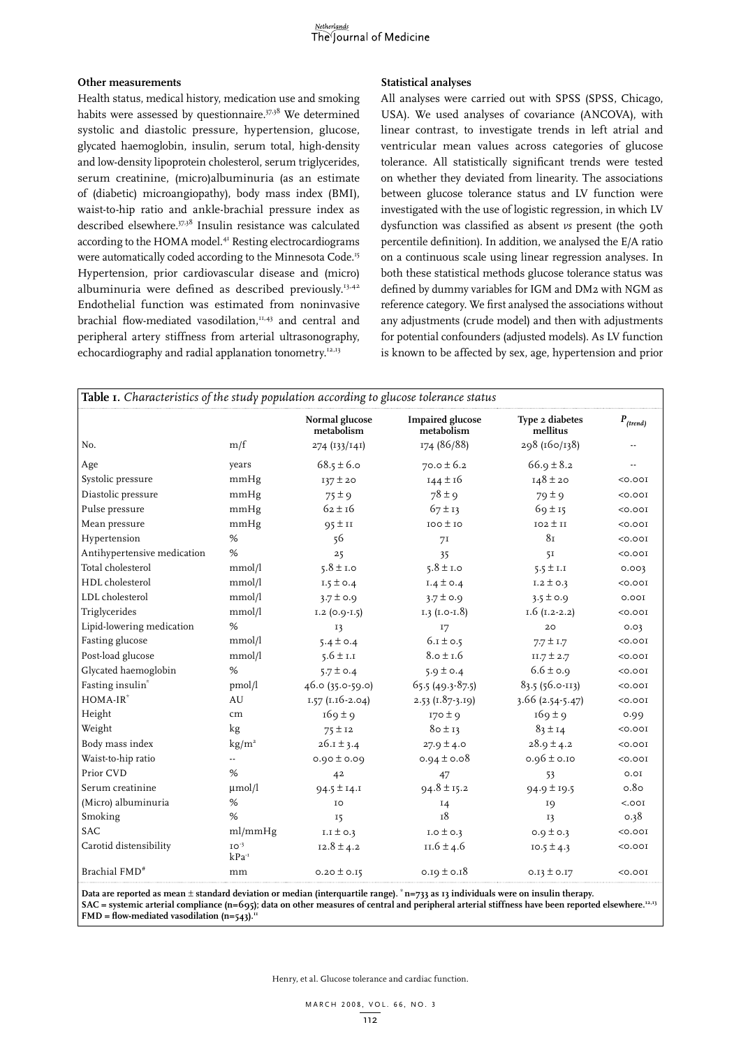### Other measurements

Health status, medical history, medication use and smoking habits were assessed by questionnaire.[37,38] We determined systolic and diastolic pressure, hypertension, glucose, glycated haemoglobin, insulin, serum total, high-density and low-density lipoprotein cholesterol, serum triglycerides, serum creatinine, (micro)albuminuria (as an estimate of (diabetic) microangiopathy), body mass index (BMI), waist-to-hip ratio and ankle-brachial pressure index as described elsewhere.[37,38] Insulin resistance was calculated according to the HOMA model.[41] Resting electrocardiograms were automatically coded according to the Minnesota Code.[15] Hypertension, prior cardiovascular disease and (micro) albuminuria were defined as described previously.[13,42] Endothelial function was estimated from noninvasive brachial flow-mediated vasodilation,[11,43] and central and peripheral artery stiffness from arterial ultrasonography, echocardiography and radial applanation tonometry.[12,13]

### Statistical analyses

All analyses were carried out with SPSS (SPSS, Chicago, USA). We used analyses of covariance (ANCOVA), with linear contrast, to investigate trends in left atrial and ventricular mean values across categories of glucose tolerance. All statistically significant trends were tested on whether they deviated from linearity. The associations between glucose tolerance status and LV function were investigated with the use of logistic regression, in which LV dysfunction was classified as absent *vs* present (the 90th percentile definition). In addition, we analysed the E/A ratio on a continuous scale using linear regression analyses. In both these statistical methods glucose tolerance status was defined by dummy variables for IGM and DM2 with NGM as reference category. We first analysed the associations without any adjustments (crude model) and then with adjustments for potential confounders (adjusted models). As LV function is known to be affected by sex, age, hypertension and prior

**Table 1.** *Characteristics of the study population according to glucose tolerance status*

| | | Normal glucose metabolism | Impaired glucose metabolism | Type 2 diabetes mellitus | $P_{(trend)}$ |
|---|---|---|---|---|---|
| No. | m/f | 274 (133/141) | 174 (86/88) | 298 (160/138) | -- |
| Age | years | 68.5 ± 6.0 | 70.0 ± 6.2 | 66.9 ± 8.2 | -- |
| Systolic pressure | mmHg | 137 ± 20 | 144 ± 16 | 148 ± 20 | <0.001 |
| Diastolic pressure | mmHg | 75 ± 9 | 78 ± 9 | 79 ± 9 | <0.001 |
| Pulse pressure | mmHg | 62 ± 16 | 67 ± 13 | 69 ± 15 | <0.001 |
| Mean pressure | mmHg | 95 ± 11 | 100 ± 10 | 102 ± 11 | <0.001 |
| Hypertension | % | 56 | 71 | 81 | <0.001 |
| Antihypertensive medication | % | 25 | 35 | 51 | <0.001 |
| Total cholesterol | mmol/l | 5.8 ± 1.0 | 5.8 ± 1.0 | 5.5 ± 1.1 | 0.003 |
| HDL cholesterol | mmol/l | 1.5 ± 0.4 | 1.4 ± 0.4 | 1.2 ± 0.3 | <0.001 |
| LDL cholesterol | mmol/l | 3.7 ± 0.9 | 3.7 ± 0.9 | 3.5 ± 0.9 | 0.001 |
| Triglycerides | mmol/l | 1.2 (0.9-1.5) | 1.3 (1.0-1.8) | 1.6 (1.2-2.2) | <0.001 |
| Lipid-lowering medication | % | 13 | 17 | 20 | 0.03 |
| Fasting glucose | mmol/l | 5.4 ± 0.4 | 6.1 ± 0.5 | 7.7 ± 1.7 | <0.001 |
| Post-load glucose | mmol/l | 5.6 ± 1.1 | 8.0 ± 1.6 | 11.7 ± 2.7 | <0.001 |
| Glycated haemoglobin | % | 5.7 ± 0.4 | 5.9 ± 0.4 | 6.6 ± 0.9 | <0.001 |
| Fasting insulin* | pmol/l | 46.0 (35.0-59.0) | 65.5 (49.3-87.5) | 83.5 (56.0-113) | <0.001 |
| HOMA-IR* | AU | 1.57 (1.16-2.04) | 2.53 (1.87-3.19) | 3.66 (2.54-5.47) | <0.001 |
| Height | cm | 169 ± 9 | 170 ± 9 | 169 ± 9 | 0.99 |
| Weight | kg | 75 ± 12 | 80 ± 13 | 83 ± 14 | <0.001 |
| Body mass index | kg/m² | 26.1 ± 3.4 | 27.9 ± 4.0 | 28.9 ± 4.2 | <0.001 |
| Waist-to-hip ratio | -- | 0.90 ± 0.09 | 0.94 ± 0.08 | 0.96 ± 0.10 | <0.001 |
| Prior CVD | % | 42 | 47 | 53 | 0.01 |
| Serum creatinine | µmol/l | 94.5 ± 14.1 | 94.8 ± 15.2 | 94.9 ± 19.5 | 0.80 |
| (Micro) albuminuria | % | 10 | 14 | 19 | <.001 |
| Smoking | % | 15 | 18 | 13 | 0.38 |
| SAC | ml/mmHg | 1.1 ± 0.3 | 1.0 ± 0.3 | 0.9 ± 0.3 | <0.001 |
| Carotid distensibility | $10^{-3}$ $kPa^{-1}$ | 12.8 ± 4.2 | 11.6 ± 4.6 | 10.5 ± 4.3 | <0.001 |
| Brachial FMD# | mm | 0.20 ± 0.15 | 0.19 ± 0.18 | 0.13 ± 0.17 | <0.001 |

**Data are reported as mean ± standard deviation or median (interquartile range). * n=733 as 13 individuals were on insulin therapy. SAC = systemic arterial compliance (n=695); data on other measures of central and peripheral arterial stiffness have been reported elsewhere.[12,13] FMD = flow-mediated vasodilation (n=543).[11]**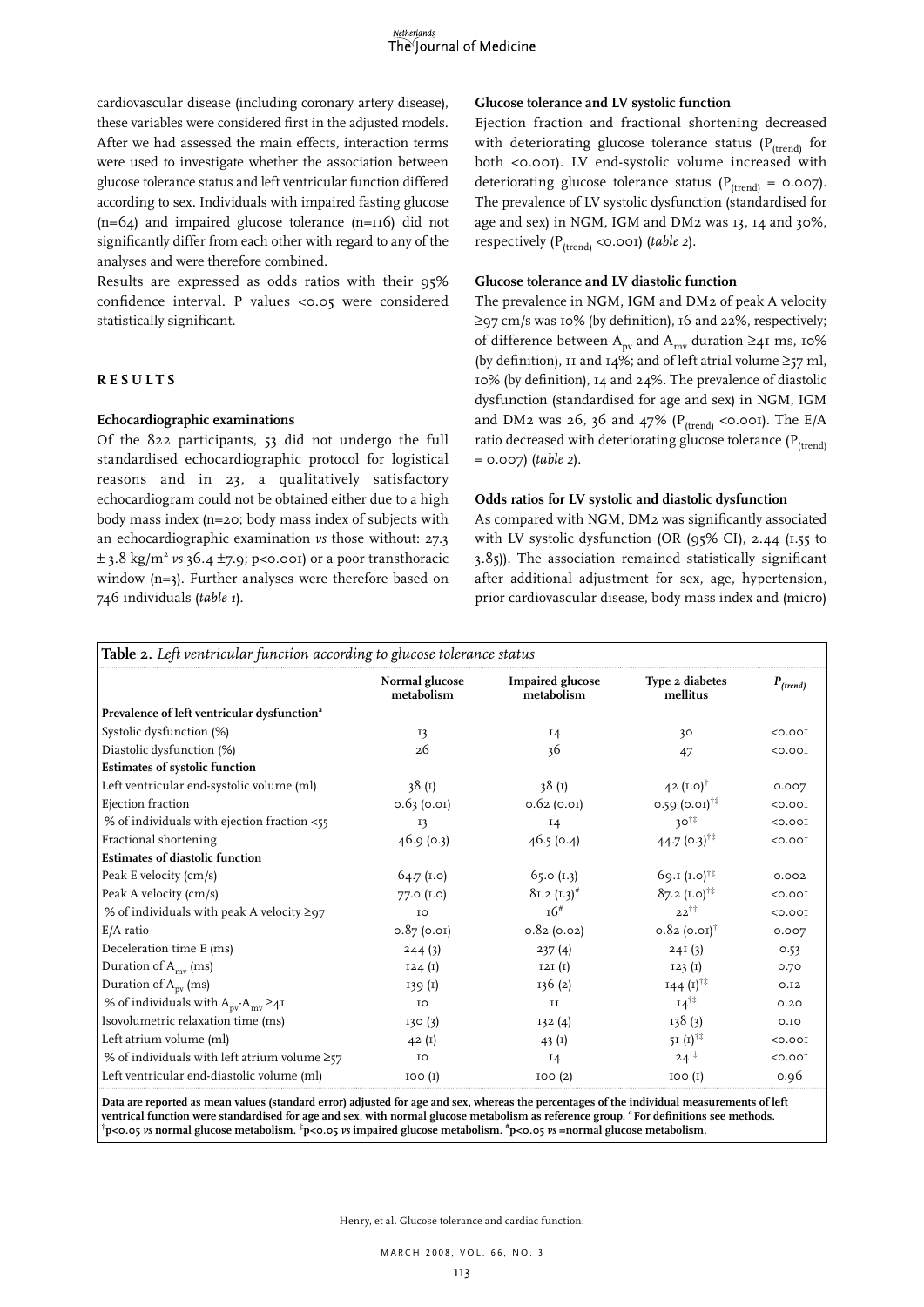cardiovascular disease (including coronary artery disease), these variables were considered first in the adjusted models. After we had assessed the main effects, interaction terms were used to investigate whether the association between glucose tolerance status and left ventricular function differed according to sex. Individuals with impaired fasting glucose (n=64) and impaired glucose tolerance (n=116) did not significantly differ from each other with regard to any of the analyses and were therefore combined.

Results are expressed as odds ratios with their 95% confidence interval. P values <0.05 were considered statistically significant.

## RESULTS

### Echocardiographic examinations

Of the 822 participants, 53 did not undergo the full standardised echocardiographic protocol for logistical reasons and in 23, a qualitatively satisfactory echocardiogram could not be obtained either due to a high body mass index (n=20; body mass index of subjects with an echocardiographic examination *vs* those without: 27.3 ± 3.8 kg/m$^2$ *vs* 36.4 ±7.9; p<0.001) or a poor transthoracic window (n=3). Further analyses were therefore based on 746 individuals (*table 1*).

### Glucose tolerance and LV systolic function

Ejection fraction and fractional shortening decreased with deteriorating glucose tolerance status ($P_{(trend)}$ for both <0.001). LV end-systolic volume increased with deteriorating glucose tolerance status ($P_{(trend)}$ = 0.007). The prevalence of LV systolic dysfunction (standardised for age and sex) in NGM, IGM and DM2 was 13, 14 and 30%, respectively ($P_{(trend)}$ <0.001) (*table 2*).

### Glucose tolerance and LV diastolic function

The prevalence in NGM, IGM and DM2 of peak A velocity ≥97 cm/s was 10% (by definition), 16 and 22%, respectively; of difference between $A_{pv}$ and $A_{mv}$ duration ≥41 ms, 10% (by definition), 11 and 14%; and of left atrial volume ≥57 ml, 10% (by definition), 14 and 24%. The prevalence of diastolic dysfunction (standardised for age and sex) in NGM, IGM and DM2 was 26, 36 and 47% ($P_{(trend)}$ <0.001). The E/A ratio decreased with deteriorating glucose tolerance ($P_{(trend)}$ = 0.007) (*table 2*).

### Odds ratios for LV systolic and diastolic dysfunction

As compared with NGM, DM2 was significantly associated with LV systolic dysfunction (OR (95% CI), 2.44 (1.55 to 3.85)). The association remained statistically significant after additional adjustment for sex, age, hypertension, prior cardiovascular disease, body mass index and (micro)

**Table 2.** *Left ventricular function according to glucose tolerance status*

| | Normal glucose metabolism | Impaired glucose metabolism | Type 2 diabetes mellitus | $P_{(trend)}$ |
|---|---|---|---|---|
| **Prevalence of left ventricular dysfunction[a]** | | | | |
| Systolic dysfunction (%) | 13 | 14 | 30 | <0.001 |
| Diastolic dysfunction (%) | 26 | 36 | 47 | <0.001 |
| **Estimates of systolic function** | | | | |
| Left ventricular end-systolic volume (ml) | 38 (1) | 38 (1) | 42 (1.0)[†] | 0.007 |
| Ejection fraction | 0.63 (0.01) | 0.62 (0.01) | 0.59 (0.01)[†‡] | <0.001 |
| % of individuals with ejection fraction <55 | 13 | 14 | 30[†‡] | <0.001 |
| Fractional shortening | 46.9 (0.3) | 46.5 (0.4) | 44.7 (0.3)[†‡] | <0.001 |
| **Estimates of diastolic function** | | | | |
| Peak E velocity (cm/s) | 64.7 (1.0) | 65.0 (1.3) | 69.1 (1.0)[†‡] | 0.002 |
| Peak A velocity (cm/s) | 77.0 (1.0) | 81.2 (1.3)[#] | 87.2 (1.0)[†‡] | <0.001 |
| % of individuals with peak A velocity ≥97 | 10 | 16[#] | 22[†‡] | <0.001 |
| E/A ratio | 0.87 (0.01) | 0.82 (0.02) | 0.82 (0.01)[†] | 0.007 |
| Deceleration time E (ms) | 244 (3) | 237 (4) | 241 (3) | 0.53 |
| Duration of $A_{mv}$ (ms) | 124 (1) | 121 (1) | 123 (1) | 0.70 |
| Duration of $A_{pv}$ (ms) | 139 (1) | 136 (2) | 144 (1)[†‡] | 0.12 |
| % of individuals with $A_{pv}$-$A_{mv}$ ≥41 | 10 | 11 | 14[†‡] | 0.20 |
| Isovolumetric relaxation time (ms) | 130 (3) | 132 (4) | 138 (3) | 0.10 |
| Left atrium volume (ml) | 42 (1) | 43 (1) | 51 (1)[†‡] | <0.001 |
| % of individuals with left atrium volume ≥57 | 10 | 14 | 24[†‡] | <0.001 |
| Left ventricular end-diastolic volume (ml) | 100 (1) | 100 (2) | 100 (1) | 0.96 |

**Data are reported as mean values (standard error) adjusted for age and sex, whereas the percentages of the individual measurements of left ventrical function were standardised for age and sex, with normal glucose metabolism as reference group. [a] For definitions see methods. [†]p<0.05 *vs* normal glucose metabolism. [‡]p<0.05 *vs* impaired glucose metabolism. [#]p<0.05 *vs* =normal glucose metabolism.**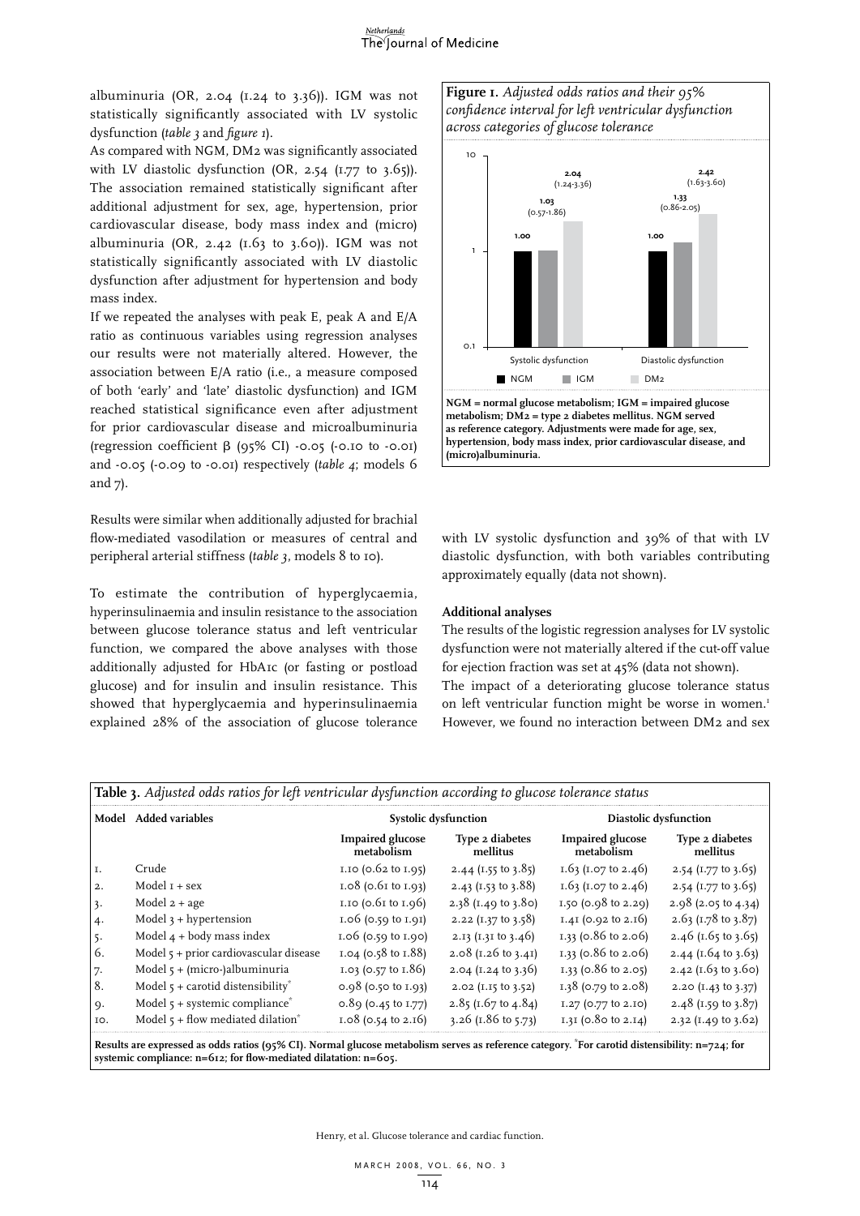albuminuria (OR, 2.04 (1.24 to 3.36)). IGM was not statistically significantly associated with LV systolic dysfunction (*table 3* and *figure 1*).

As compared with NGM, DM2 was significantly associated with LV diastolic dysfunction (OR, 2.54 (1.77 to 3.65)). The association remained statistically significant after additional adjustment for sex, age, hypertension, prior cardiovascular disease, body mass index and (micro) albuminuria (OR, 2.42 (1.63 to 3.60)). IGM was not statistically significantly associated with LV diastolic dysfunction after adjustment for hypertension and body mass index.

If we repeated the analyses with peak E, peak A and E/A ratio as continuous variables using regression analyses our results were not materially altered. However, the association between E/A ratio (i.e., a measure composed of both 'early' and 'late' diastolic dysfunction) and IGM reached statistical significance even after adjustment for prior cardiovascular disease and microalbuminuria (regression coefficient β (95% CI) -0.05 (-0.10 to -0.01) and -0.05 (-0.09 to -0.01) respectively (*table 4*; models 6 and 7).

Results were similar when additionally adjusted for brachial flow-mediated vasodilation or measures of central and peripheral arterial stiffness (*table 3*, models 8 to 10).

To estimate the contribution of hyperglycaemia, hyperinsulinaemia and insulin resistance to the association between glucose tolerance status and left ventricular function, we compared the above analyses with those additionally adjusted for HbA1c (or fasting or postload glucose) and for insulin and insulin resistance. This showed that hyperglycaemia and hyperinsulinaemia explained 28% of the association of glucose tolerance with LV systolic dysfunction and 39% of that with LV diastolic dysfunction, with both variables contributing approximately equally (data not shown).

**Figure 1.** *Adjusted odds ratios and their 95% confidence interval for left ventricular dysfunction across categories of glucose tolerance*

NGM = normal glucose metabolism; IGM = impaired glucose metabolism; DM2 = type 2 diabetes mellitus. NGM served as reference category. Adjustments were made for age, sex, hypertension, body mass index, prior cardiovascular disease, and (micro)albuminuria.

### Additional analyses

The results of the logistic regression analyses for LV systolic dysfunction were not materially altered if the cut-off value for ejection fraction was set at 45% (data not shown).

The impact of a deteriorating glucose tolerance status on left ventricular function might be worse in women.[1] However, we found no interaction between DM2 and sex

**Table 3.** *Adjusted odds ratios for left ventricular dysfunction according to glucose tolerance status*

| Model | Added variables | Systolic dysfunction | | Diastolic dysfunction | |
|---|---|---|---|---|---|
| | | Impaired glucose metabolism | Type 2 diabetes mellitus | Impaired glucose metabolism | Type 2 diabetes mellitus |
| 1. | Crude | 1.10 (0.62 to 1.95) | 2.44 (1.55 to 3.85) | 1.63 (1.07 to 2.46) | 2.54 (1.77 to 3.65) |
| 2. | Model 1 + sex | 1.08 (0.61 to 1.93) | 2.43 (1.53 to 3.88) | 1.63 (1.07 to 2.46) | 2.54 (1.77 to 3.65) |
| 3. | Model 2 + age | 1.10 (0.61 to 1.96) | 2.38 (1.49 to 3.80) | 1.50 (0.98 to 2.29) | 2.98 (2.05 to 4.34) |
| 4. | Model 3 + hypertension | 1.06 (0.59 to 1.91) | 2.22 (1.37 to 3.58) | 1.41 (0.92 to 2.16) | 2.63 (1.78 to 3.87) |
| 5. | Model 4 + body mass index | 1.06 (0.59 to 1.90) | 2.13 (1.31 to 3.46) | 1.33 (0.86 to 2.06) | 2.46 (1.65 to 3.65) |
| 6. | Model 5 + prior cardiovascular disease | 1.04 (0.58 to 1.88) | 2.08 (1.26 to 3.41) | 1.33 (0.86 to 2.06) | 2.44 (1.64 to 3.63) |
| 7. | Model 5 + (micro-)albuminuria | 1.03 (0.57 to 1.86) | 2.04 (1.24 to 3.36) | 1.33 (0.86 to 2.05) | 2.42 (1.63 to 3.60) |
| 8. | Model 5 + carotid distensibility* | 0.98 (0.50 to 1.93) | 2.02 (1.15 to 3.52) | 1.38 (0.79 to 2.08) | 2.20 (1.43 to 3.37) |
| 9. | Model 5 + systemic compliance* | 0.89 (0.45 to 1.77) | 2.85 (1.67 to 4.84) | 1.27 (0.77 to 2.10) | 2.48 (1.59 to 3.87) |
| 10. | Model 5 + flow mediated dilation* | 1.08 (0.54 to 2.16) | 3.26 (1.86 to 5.73) | 1.31 (0.80 to 2.14) | 2.32 (1.49 to 3.62) |

Results are expressed as odds ratios (95% CI). Normal glucose metabolism serves as reference category. *For carotid distensibility: n=724; for systemic compliance: n=612; for flow-mediated dilatation: n=605.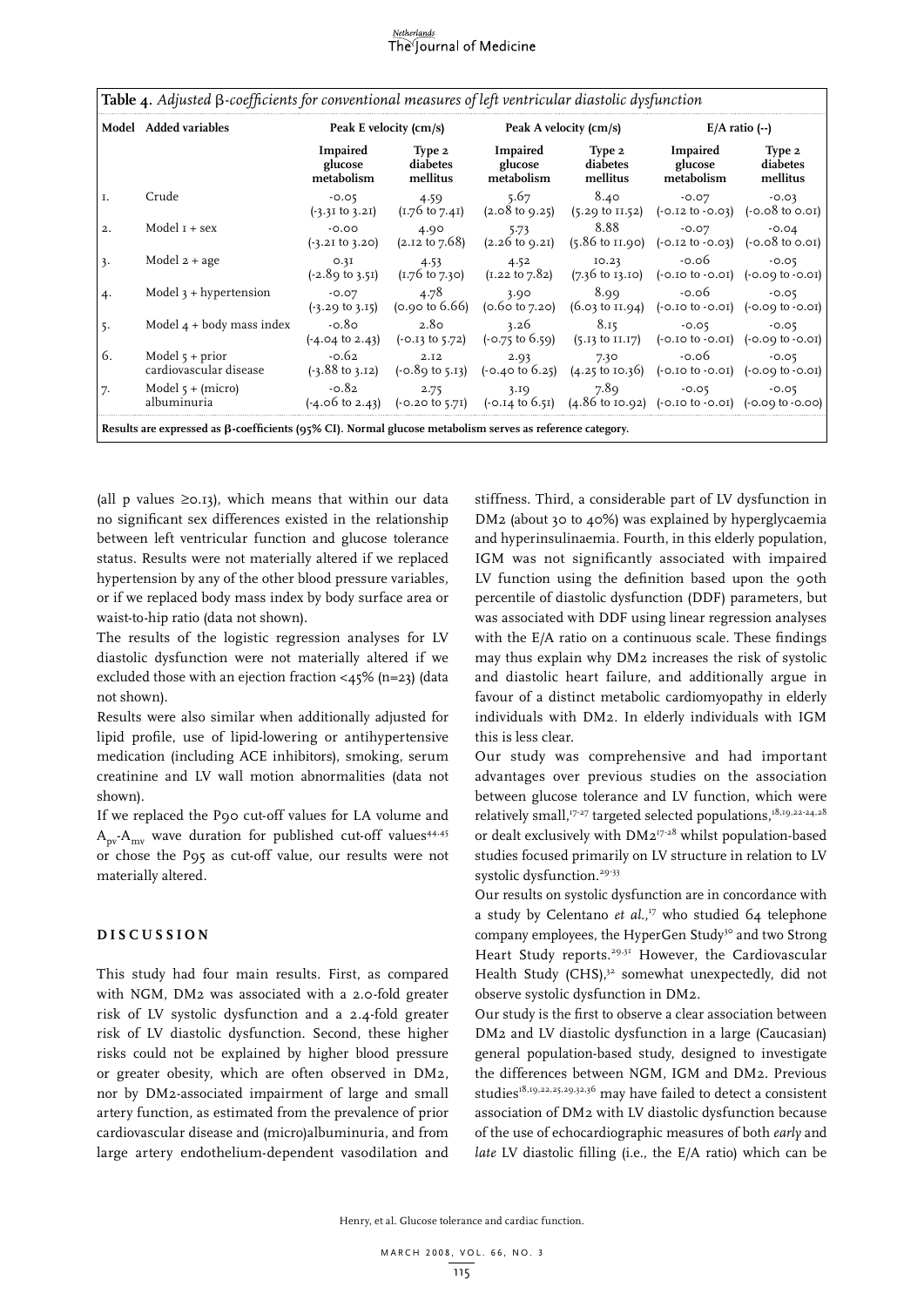**Table 4.** *Adjusted β-coefficients for conventional measures of left ventricular diastolic dysfunction*

| Model | Added variables | Peak E velocity (cm/s) | | Peak A velocity (cm/s) | | E/A ratio (--) | |
|---|---|---|---|---|---|---|---|
| | | Impaired glucose metabolism | Type 2 diabetes mellitus | Impaired glucose metabolism | Type 2 diabetes mellitus | Impaired glucose metabolism | Type 2 diabetes mellitus |
| 1. | Crude | -0.05 (-3.31 to 3.21) | 4.59 (1.76 to 7.41) | 5.67 (2.08 to 9.25) | 8.40 (5.29 to 11.52) | -0.07 (-0.12 to -0.03) | -0.03 (-0.08 to 0.01) |
| 2. | Model 1 + sex | -0.00 (-3.21 to 3.20) | 4.90 (2.12 to 7.68) | 5.73 (2.26 to 9.21) | 8.88 (5.86 to 11.90) | -0.07 (-0.12 to -0.03) | -0.04 (-0.08 to 0.01) |
| 3. | Model 2 + age | 0.31 (-2.89 to 3.51) | 4.53 (1.76 to 7.30) | 4.52 (1.22 to 7.82) | 10.23 (7.36 to 13.10) | -0.06 (-0.10 to -0.01) | -0.05 (-0.09 to -0.01) |
| 4. | Model 3 + hypertension | -0.07 (-3.29 to 3.15) | 4.78 (0.90 to 6.66) | 3.90 (0.60 to 7.20) | 8.99 (6.03 to 11.94) | -0.06 (-0.10 to -0.01) | -0.05 (-0.09 to -0.01) |
| 5. | Model 4 + body mass index | -0.80 (-4.04 to 2.43) | 2.80 (-0.13 to 5.72) | 3.26 (-0.75 to 6.59) | 8.15 (5.13 to 11.17) | -0.05 (-0.10 to -0.01) | -0.05 (-0.09 to -0.01) |
| 6. | Model 5 + prior cardiovascular disease | -0.62 (-3.88 to 3.12) | 2.12 (-0.89 to 5.13) | 2.93 (-0.40 to 6.25) | 7.30 (4.25 to 10.36) | -0.06 (-0.10 to -0.01) | -0.05 (-0.09 to -0.01) |
| 7. | Model 5 + (micro) albuminuria | -0.82 (-4.06 to 2.43) | 2.75 (-0.20 to 5.71) | 3.19 (-0.14 to 6.51) | 7.89 (4.86 to 10.92) | -0.05 (-0.10 to -0.01) | -0.05 (-0.09 to -0.00) |

**Results are expressed as β-coefficients (95% CI). Normal glucose metabolism serves as reference category.**

(all p values ≥0.13), which means that within our data no significant sex differences existed in the relationship between left ventricular function and glucose tolerance status. Results were not materially altered if we replaced hypertension by any of the other blood pressure variables, or if we replaced body mass index by body surface area or waist-to-hip ratio (data not shown).

The results of the logistic regression analyses for LV diastolic dysfunction were not materially altered if we excluded those with an ejection fraction <45% (n=23) (data not shown).

Results were also similar when additionally adjusted for lipid profile, use of lipid-lowering or antihypertensive medication (including ACE inhibitors), smoking, serum creatinine and LV wall motion abnormalities (data not shown).

If we replaced the P90 cut-off values for LA volume and $A_{pv}$-$A_{mv}$ wave duration for published cut-off values[44,45] or chose the P95 as cut-off value, our results were not materially altered.

## DISCUSSION

This study had four main results. First, as compared with NGM, DM2 was associated with a 2.0-fold greater risk of LV systolic dysfunction and a 2.4-fold greater risk of LV diastolic dysfunction. Second, these higher risks could not be explained by higher blood pressure or greater obesity, which are often observed in DM2, nor by DM2-associated impairment of large and small artery function, as estimated from the prevalence of prior cardiovascular disease and (micro)albuminuria, and from large artery endothelium-dependent vasodilation and stiffness. Third, a considerable part of LV dysfunction in DM2 (about 30 to 40%) was explained by hyperglycaemia and hyperinsulinaemia. Fourth, in this elderly population, IGM was not significantly associated with impaired LV function using the definition based upon the 90th percentile of diastolic dysfunction (DDF) parameters, but was associated with DDF using linear regression analyses with the E/A ratio on a continuous scale. These findings may thus explain why DM2 increases the risk of systolic and diastolic heart failure, and additionally argue in favour of a distinct metabolic cardiomyopathy in elderly individuals with DM2. In elderly individuals with IGM this is less clear.

Our study was comprehensive and had important advantages over previous studies on the association between glucose tolerance and LV function, which were relatively small,[17-27] targeted selected populations,[18,19,22-24,28] or dealt exclusively with DM2[17-28] whilst population-based studies focused primarily on LV structure in relation to LV systolic dysfunction.[29-33]

Our results on systolic dysfunction are in concordance with a study by Celentano *et al.*,[17] who studied 64 telephone company employees, the HyperGen Study[30] and two Strong Heart Study reports.[29,31] However, the Cardiovascular Health Study (CHS),[32] somewhat unexpectedly, did not observe systolic dysfunction in DM2.

Our study is the first to observe a clear association between DM2 and LV diastolic dysfunction in a large (Caucasian) general population-based study, designed to investigate the differences between NGM, IGM and DM2. Previous studies[18,19,22,25,29,32,36] may have failed to detect a consistent association of DM2 with LV diastolic dysfunction because of the use of echocardiographic measures of both *early* and *late* LV diastolic filling (i.e., the E/A ratio) which can be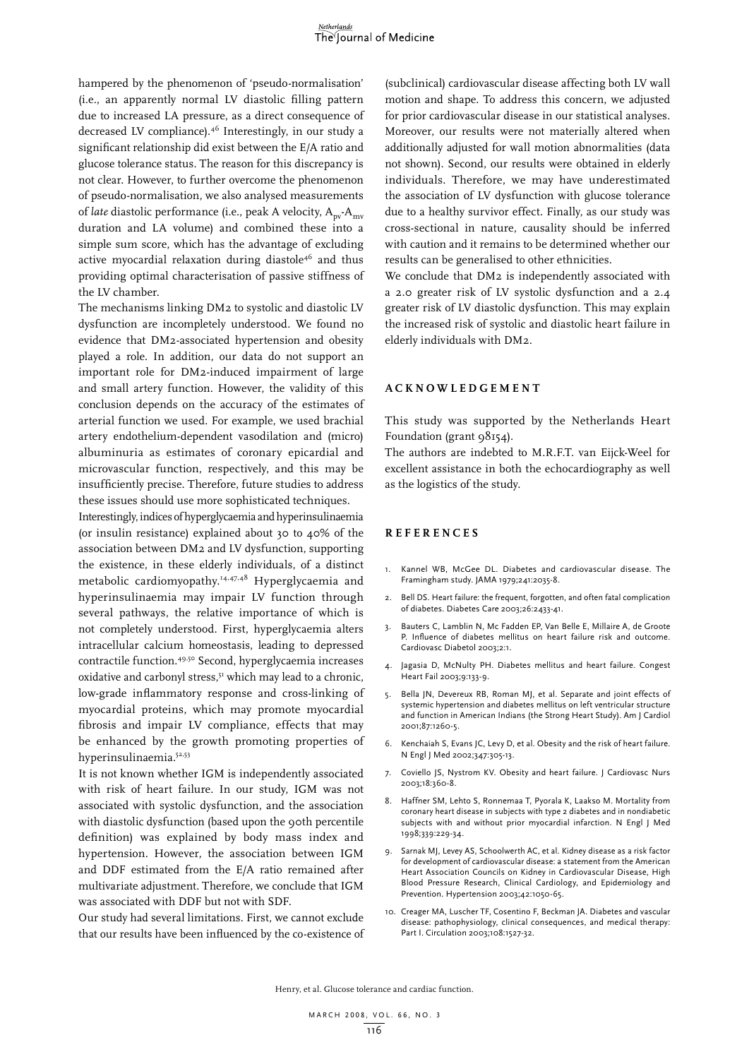hampered by the phenomenon of 'pseudo-normalisation' (i.e., an apparently normal LV diastolic filling pattern due to increased LA pressure, as a direct consequence of decreased LV compliance).[46] Interestingly, in our study a significant relationship did exist between the E/A ratio and glucose tolerance status. The reason for this discrepancy is not clear. However, to further overcome the phenomenon of pseudo-normalisation, we also analysed measurements of *late* diastolic performance (i.e., peak A velocity, $A_{pv}$-$A_{mv}$ duration and LA volume) and combined these into a simple sum score, which has the advantage of excluding active myocardial relaxation during diastole[46] and thus providing optimal characterisation of passive stiffness of the LV chamber.

The mechanisms linking DM2 to systolic and diastolic LV dysfunction are incompletely understood. We found no evidence that DM2-associated hypertension and obesity played a role. In addition, our data do not support an important role for DM2-induced impairment of large and small artery function. However, the validity of this conclusion depends on the accuracy of the estimates of arterial function we used. For example, we used brachial artery endothelium-dependent vasodilation and (micro) albuminuria as estimates of coronary epicardial and microvascular function, respectively, and this may be insufficiently precise. Therefore, future studies to address these issues should use more sophisticated techniques.

Interestingly, indices of hyperglycaemia and hyperinsulinaemia (or insulin resistance) explained about 30 to 40% of the association between DM2 and LV dysfunction, supporting the existence, in these elderly individuals, of a distinct metabolic cardiomyopathy.[14,47,48] Hyperglycaemia and hyperinsulinaemia may impair LV function through several pathways, the relative importance of which is not completely understood. First, hyperglycaemia alters intracellular calcium homeostasis, leading to depressed contractile function.[49,50] Second, hyperglycaemia increases oxidative and carbonyl stress,[51] which may lead to a chronic, low-grade inflammatory response and cross-linking of myocardial proteins, which may promote myocardial fibrosis and impair LV compliance, effects that may be enhanced by the growth promoting properties of hyperinsulinaemia.[52,53]

It is not known whether IGM is independently associated with risk of heart failure. In our study, IGM was not associated with systolic dysfunction, and the association with diastolic dysfunction (based upon the 90th percentile definition) was explained by body mass index and hypertension. However, the association between IGM and DDF estimated from the E/A ratio remained after multivariate adjustment. Therefore, we conclude that IGM was associated with DDF but not with SDF.

Our study had several limitations. First, we cannot exclude that our results have been influenced by the co-existence of (subclinical) cardiovascular disease affecting both LV wall motion and shape. To address this concern, we adjusted for prior cardiovascular disease in our statistical analyses. Moreover, our results were not materially altered when additionally adjusted for wall motion abnormalities (data not shown). Second, our results were obtained in elderly individuals. Therefore, we may have underestimated the association of LV dysfunction with glucose tolerance due to a healthy survivor effect. Finally, as our study was cross-sectional in nature, causality should be inferred with caution and it remains to be determined whether our results can be generalised to other ethnicities.

We conclude that DM2 is independently associated with a 2.0 greater risk of LV systolic dysfunction and a 2.4 greater risk of LV diastolic dysfunction. This may explain the increased risk of systolic and diastolic heart failure in elderly individuals with DM2.

## ACKNOWLEDGEMENT

This study was supported by the Netherlands Heart Foundation (grant 98154).

The authors are indebted to M.R.F.T. van Eijck-Weel for excellent assistance in both the echocardiography as well as the logistics of the study.

## REFERENCES

1. Kannel WB, McGee DL. Diabetes and cardiovascular disease. The Framingham study. JAMA 1979;241:2035-8.
2. Bell DS. Heart failure: the frequent, forgotten, and often fatal complication of diabetes. Diabetes Care 2003;26:2433-41.
3. Bauters C, Lamblin N, Mc Fadden EP, Van Belle E, Millaire A, de Groote P. Influence of diabetes mellitus on heart failure risk and outcome. Cardiovasc Diabetol 2003;2:1.
4. Jagasia D, McNulty PH. Diabetes mellitus and heart failure. Congest Heart Fail 2003;9:133-9.
5. Bella JN, Devereux RB, Roman MJ, et al. Separate and joint effects of systemic hypertension and diabetes mellitus on left ventricular structure and function in American Indians (the Strong Heart Study). Am J Cardiol 2001;87:1260-5.
6. Kenchaiah S, Evans JC, Levy D, et al. Obesity and the risk of heart failure. N Engl J Med 2002;347:305-13.
7. Coviello JS, Nystrom KV. Obesity and heart failure. J Cardiovasc Nurs 2003;18:360-8.
8. Haffner SM, Lehto S, Ronnemaa T, Pyorala K, Laakso M. Mortality from coronary heart disease in subjects with type 2 diabetes and in nondiabetic subjects with and without prior myocardial infarction. N Engl J Med 1998;339:229-34.
9. Sarnak MJ, Levey AS, Schoolwerth AC, et al. Kidney disease as a risk factor for development of cardiovascular disease: a statement from the American Heart Association Councils on Kidney in Cardiovascular Disease, High Blood Pressure Research, Clinical Cardiology, and Epidemiology and Prevention. Hypertension 2003;42:1050-65.
10. Creager MA, Luscher TF, Cosentino F, Beckman JA. Diabetes and vascular disease: pathophysiology, clinical consequences, and medical therapy: Part I. Circulation 2003;108:1527-32.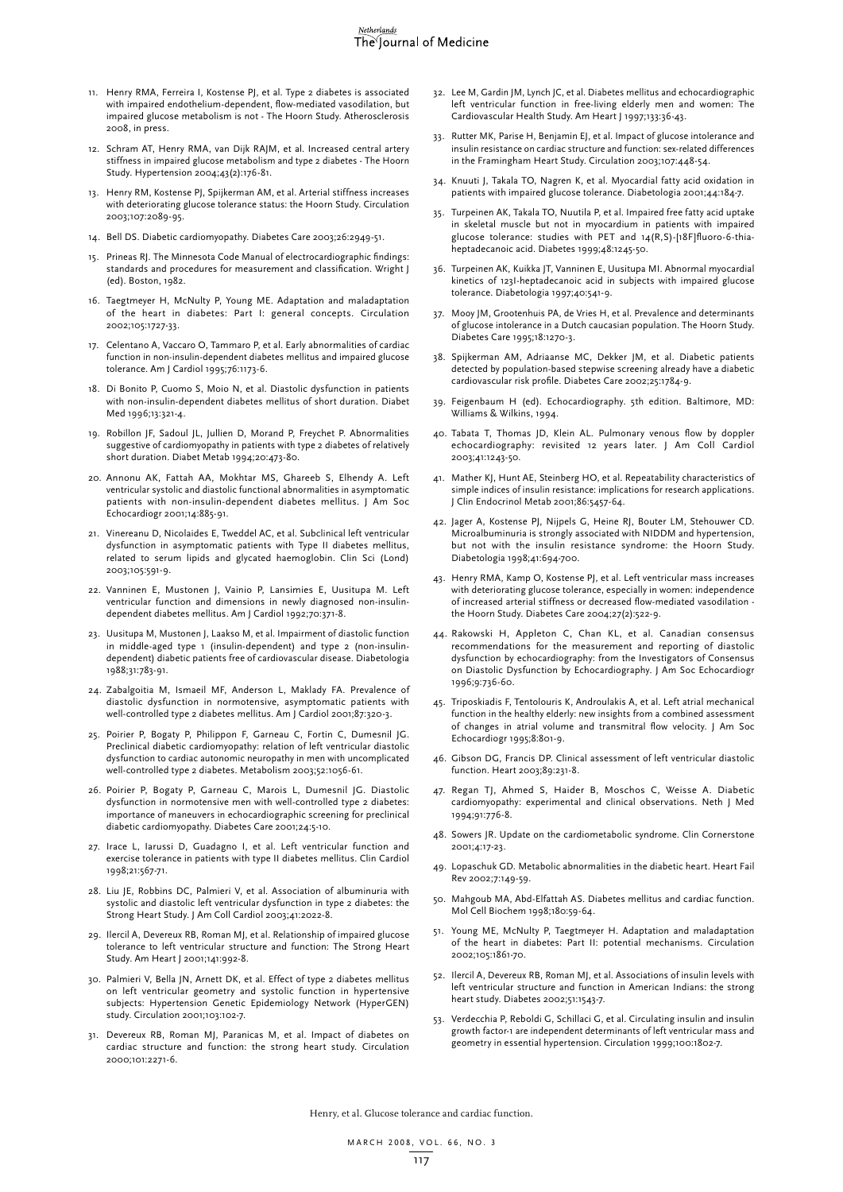11. Henry RMA, Ferreira I, Kostense PJ, et al. Type 2 diabetes is associated with impaired endothelium-dependent, flow-mediated vasodilation, but impaired glucose metabolism is not - The Hoorn Study. Atherosclerosis 2008, in press.
12. Schram AT, Henry RMA, van Dijk RAJM, et al. Increased central artery stiffness in impaired glucose metabolism and type 2 diabetes - The Hoorn Study. Hypertension 2004;43(2):176-81.
13. Henry RM, Kostense PJ, Spijkerman AM, et al. Arterial stiffness increases with deteriorating glucose tolerance status: the Hoorn Study. Circulation 2003;107:2089-95.
14. Bell DS. Diabetic cardiomyopathy. Diabetes Care 2003;26:2949-51.
15. Prineas RJ. The Minnesota Code Manual of electrocardiographic findings: standards and procedures for measurement and classification. Wright J (ed). Boston, 1982.
16. Taegtmeyer H, McNulty P, Young ME. Adaptation and maladaptation of the heart in diabetes: Part I: general concepts. Circulation 2002;105:1727-33.
17. Celentano A, Vaccaro O, Tammaro P, et al. Early abnormalities of cardiac function in non-insulin-dependent diabetes mellitus and impaired glucose tolerance. Am J Cardiol 1995;76:1173-6.
18. Di Bonito P, Cuomo S, Moio N, et al. Diastolic dysfunction in patients with non-insulin-dependent diabetes mellitus of short duration. Diabet Med 1996;13:321-4.
19. Robillon JF, Sadoul JL, Jullien D, Morand P, Freychet P. Abnormalities suggestive of cardiomyopathy in patients with type 2 diabetes of relatively short duration. Diabet Metab 1994;20:473-80.
20. Annonu AK, Fattah AA, Mokhtar MS, Ghareeb S, Elhendy A. Left ventricular systolic and diastolic functional abnormalities in asymptomatic patients with non-insulin-dependent diabetes mellitus. J Am Soc Echocardiogr 2001;14:885-91.
21. Vinereanu D, Nicolaides E, Tweddel AC, et al. Subclinical left ventricular dysfunction in asymptomatic patients with Type II diabetes mellitus, related to serum lipids and glycated haemoglobin. Clin Sci (Lond) 2003;105:591-9.
22. Vanninen E, Mustonen J, Vainio P, Lansimies E, Uusitupa M. Left ventricular function and dimensions in newly diagnosed non-insulin-dependent diabetes mellitus. Am J Cardiol 1992;70:371-8.
23. Uusitupa M, Mustonen J, Laakso M, et al. Impairment of diastolic function in middle-aged type 1 (insulin-dependent) and type 2 (non-insulin-dependent) diabetic patients free of cardiovascular disease. Diabetologia 1988;31:783-91.
24. Zabalgoitia M, Ismaeil MF, Anderson L, Maklady FA. Prevalence of diastolic dysfunction in normotensive, asymptomatic patients with well-controlled type 2 diabetes mellitus. Am J Cardiol 2001;87:320-3.
25. Poirier P, Bogaty P, Philippon F, Garneau C, Fortin C, Dumesnil JG. Preclinical diabetic cardiomyopathy: relation of left ventricular diastolic dysfunction to cardiac autonomic neuropathy in men with uncomplicated well-controlled type 2 diabetes. Metabolism 2003;52:1056-61.
26. Poirier P, Bogaty P, Garneau C, Marois L, Dumesnil JG. Diastolic dysfunction in normotensive men with well-controlled type 2 diabetes: importance of maneuvers in echocardiographic screening for preclinical diabetic cardiomyopathy. Diabetes Care 2001;24:5-10.
27. Irace L, Iarussi D, Guadagno I, et al. Left ventricular function and exercise tolerance in patients with type II diabetes mellitus. Clin Cardiol 1998;21:567-71.
28. Liu JE, Robbins DC, Palmieri V, et al. Association of albuminuria with systolic and diastolic left ventricular dysfunction in type 2 diabetes: the Strong Heart Study. J Am Coll Cardiol 2003;41:2022-8.
29. Ilercil A, Devereux RB, Roman MJ, et al. Relationship of impaired glucose tolerance to left ventricular structure and function: The Strong Heart Study. Am Heart J 2001;141:992-8.
30. Palmieri V, Bella JN, Arnett DK, et al. Effect of type 2 diabetes mellitus on left ventricular geometry and systolic function in hypertensive subjects: Hypertension Genetic Epidemiology Network (HyperGEN) study. Circulation 2001;103:102-7.
31. Devereux RB, Roman MJ, Paranicas M, et al. Impact of diabetes on cardiac structure and function: the strong heart study. Circulation 2000;101:2271-6.
32. Lee M, Gardin JM, Lynch JC, et al. Diabetes mellitus and echocardiographic left ventricular function in free-living elderly men and women: The Cardiovascular Health Study. Am Heart J 1997;133:36-43.
33. Rutter MK, Parise H, Benjamin EJ, et al. Impact of glucose intolerance and insulin resistance on cardiac structure and function: sex-related differences in the Framingham Heart Study. Circulation 2003;107:448-54.
34. Knuuti J, Takala TO, Nagren K, et al. Myocardial fatty acid oxidation in patients with impaired glucose tolerance. Diabetologia 2001;44:184-7.
35. Turpeinen AK, Takala TO, Nuutila P, et al. Impaired free fatty acid uptake in skeletal muscle but not in myocardium in patients with impaired glucose tolerance: studies with PET and 14(R,S)-[18F]fluoro-6-thia-heptadecanoic acid. Diabetes 1999;48:1245-50.
36. Turpeinen AK, Kuikka JT, Vanninen E, Uusitupa MI. Abnormal myocardial kinetics of 123I-heptadecanoic acid in subjects with impaired glucose tolerance. Diabetologia 1997;40:541-9.
37. Mooy JM, Grootenhuis PA, de Vries H, et al. Prevalence and determinants of glucose intolerance in a Dutch caucasian population. The Hoorn Study. Diabetes Care 1995;18:1270-3.
38. Spijkerman AM, Adriaanse MC, Dekker JM, et al. Diabetic patients detected by population-based stepwise screening already have a diabetic cardiovascular risk profile. Diabetes Care 2002;25:1784-9.
39. Feigenbaum H (ed). Echocardiography. 5th edition. Baltimore, MD: Williams & Wilkins, 1994.
40. Tabata T, Thomas JD, Klein AL. Pulmonary venous flow by doppler echocardiography: revisited 12 years later. J Am Coll Cardiol 2003;41:1243-50.
41. Mather KJ, Hunt AE, Steinberg HO, et al. Repeatability characteristics of simple indices of insulin resistance: implications for research applications. J Clin Endocrinol Metab 2001;86:5457-64.
42. Jager A, Kostense PJ, Nijpels G, Heine RJ, Bouter LM, Stehouwer CD. Microalbuminuria is strongly associated with NIDDM and hypertension, but not with the insulin resistance syndrome: the Hoorn Study. Diabetologia 1998;41:694-700.
43. Henry RMA, Kamp O, Kostense PJ, et al. Left ventricular mass increases with deteriorating glucose tolerance, especially in women: independence of increased arterial stiffness or decreased flow-mediated vasodilation - the Hoorn Study. Diabetes Care 2004;27(2):522-9.
44. Rakowski H, Appleton C, Chan KL, et al. Canadian consensus recommendations for the measurement and reporting of diastolic dysfunction by echocardiography: from the Investigators of Consensus on Diastolic Dysfunction by Echocardiography. J Am Soc Echocardiogr 1996;9:736-60.
45. Triposkiadis F, Tentolouris K, Androulakis A, et al. Left atrial mechanical function in the healthy elderly: new insights from a combined assessment of changes in atrial volume and transmitral flow velocity. J Am Soc Echocardiogr 1995;8:801-9.
46. Gibson DG, Francis DP. Clinical assessment of left ventricular diastolic function. Heart 2003;89:231-8.
47. Regan TJ, Ahmed S, Haider B, Moschos C, Weisse A. Diabetic cardiomyopathy: experimental and clinical observations. Neth J Med 1994;91:776-8.
48. Sowers JR. Update on the cardiometabolic syndrome. Clin Cornerstone 2001;4:17-23.
49. Lopaschuk GD. Metabolic abnormalities in the diabetic heart. Heart Fail Rev 2002;7:149-59.
50. Mahgoub MA, Abd-Elfattah AS. Diabetes mellitus and cardiac function. Mol Cell Biochem 1998;180:59-64.
51. Young ME, McNulty P, Taegtmeyer H. Adaptation and maladaptation of the heart in diabetes: Part II: potential mechanisms. Circulation 2002;105:1861-70.
52. Ilercil A, Devereux RB, Roman MJ, et al. Associations of insulin levels with left ventricular structure and function in American Indians: the strong heart study. Diabetes 2002;51:1543-7.
53. Verdecchia P, Reboldi G, Schillaci G, et al. Circulating insulin and insulin growth factor-1 are independent determinants of left ventricular mass and geometry in essential hypertension. Circulation 1999;100:1802-7.